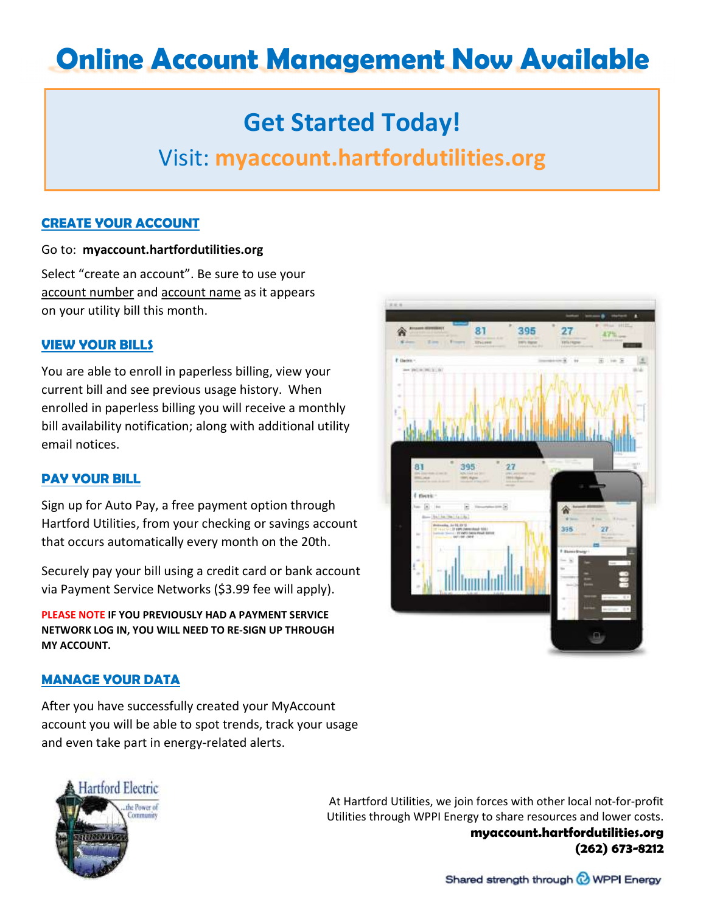# Online Account Management Now Available

## Get Started Today!

Visit: **myaccount.hartfordutilities.org**

### CREATE YOUR ACCOUNT

Go to: **myaccount.hartfordutilities.org**

Select "create an account". Be sure to use your account number and account name as it appears on your utility bill this month.

### VIEW YOUR BILLS

You are able to enroll in paperless billing, view your current bill and see previous usage history. When enrolled in paperless billing you will receive a monthly bill availability notification; along with additional utility email notices.

### PAY YOUR BILL

Sign up for Auto Pay, a free payment option through Hartford Utilities, from your checking or savings account that occurs automatically every month on the 20th.

Securely pay your bill using a credit card or bank account via Payment Service Networks ($3.99 fee will apply).

**PLEASE NOTE IF YOU PREVIOUSLY HAD A PAYMENT SERVICE NETWORK LOG IN, YOU WILL NEED TO RE-SIGN UP THROUGH MY ACCOUNT.**

### MANAGE YOUR DATA

After you have successfully created your MyAccount account you will be able to spot trends, track your usage and even take part in energy-related alerts.

Hartford Electric ...the Power of Community

At Hartford Utilities, we join forces with other local not-for-profit Utilities through WPPI Energy to share resources and lower costs.

**myaccount.hartfordutilities.org**

**(262) 673-8212**

Shared strength through WPPI Energy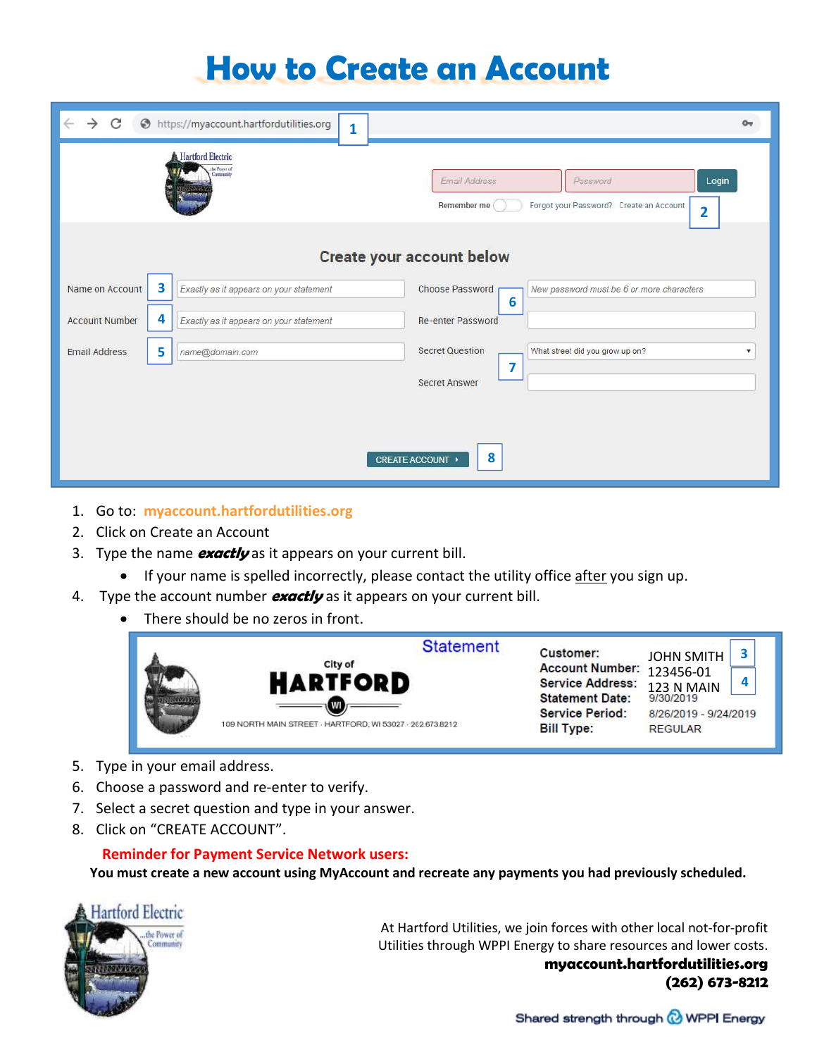# How to Create an Account

https://myaccount.hartfordutilities.org 1

Email Address | Password | Login

Remember me | Forgot your Password? | Create an Account 2

Create your account below

Name on Account 3 Exactly as it appears on your statement

Account Number 4 Exactly as it appears on your statement

Email Address 5 name@domain.com

Choose Password 6 New password must be 6 or more characters

Re-enter Password

Secret Question 7 What street did you grow up on?

Secret Answer

CREATE ACCOUNT 8

1. Go to: **myaccount.hartfordutilities.org**
2. Click on Create an Account
3. Type the name ***exactly*** as it appears on your current bill.
   - If your name is spelled incorrectly, please contact the utility office after you sign up.
4. Type the account number ***exactly*** as it appears on your current bill.
   - There should be no zeros in front.

Statement

City of HARTFORD WI

109 NORTH MAIN STREET · HARTFORD, WI 53027 · 262.673.8212

Customer: JOHN SMITH 3
Account Number: 123456-01 4
Service Address: 123 N MAIN
Statement Date: 9/30/2019
Service Period: 8/26/2019 - 9/24/2019
Bill Type: REGULAR

5. Type in your email address.
6. Choose a password and re-enter to verify.
7. Select a secret question and type in your answer.
8. Click on "CREATE ACCOUNT".

**Reminder for Payment Service Network users:**

**You must create a new account using MyAccount and recreate any payments you had previously scheduled.**

At Hartford Utilities, we join forces with other local not-for-profit Utilities through WPPI Energy to share resources and lower costs.

**myaccount.hartfordutilities.org**

**(262) 673-8212**

Shared strength through WPPI Energy